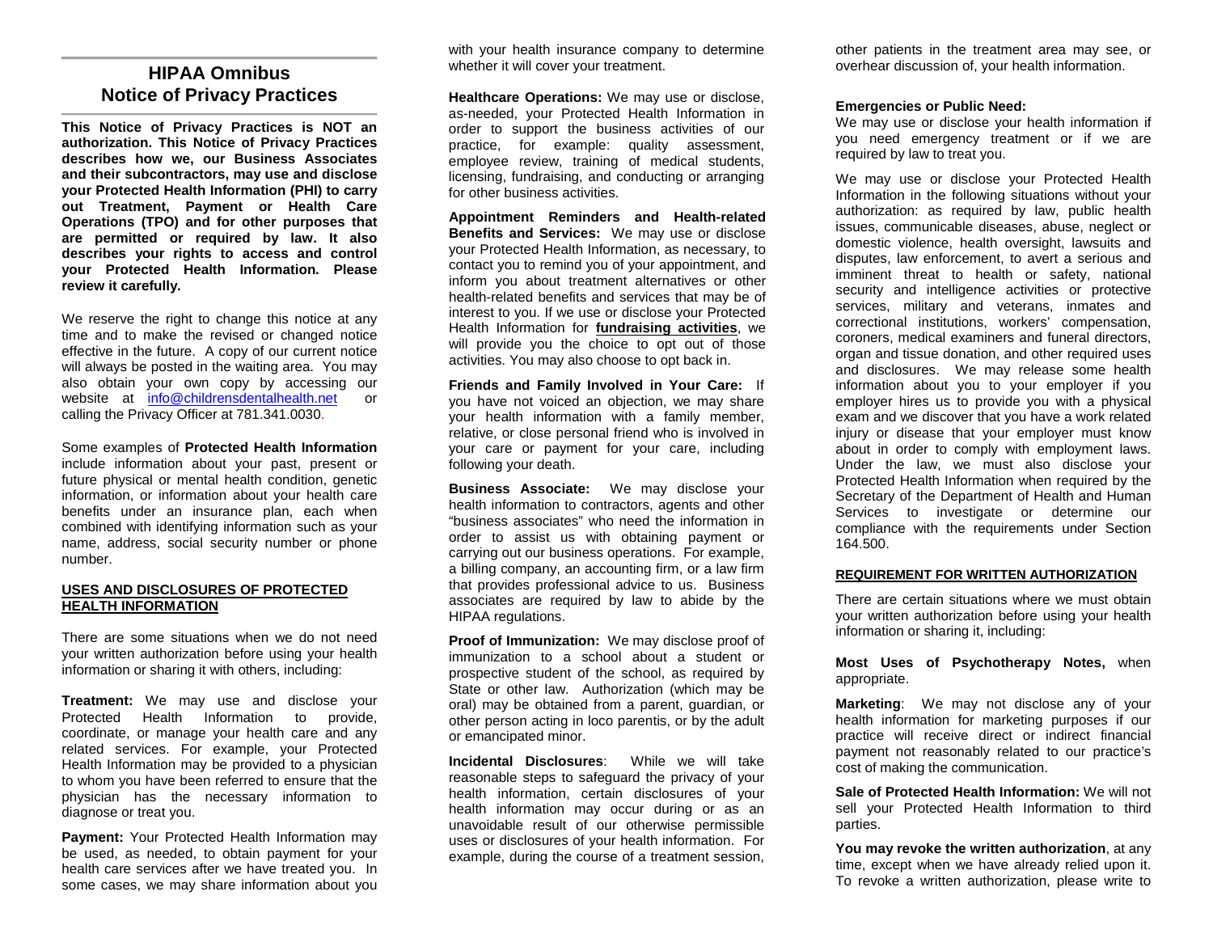# HIPAA Omnibus Notice of Privacy Practices

**This Notice of Privacy Practices is NOT an authorization. This Notice of Privacy Practices describes how we, our Business Associates and their subcontractors, may use and disclose your Protected Health Information (PHI) to carry out Treatment, Payment or Health Care Operations (TPO) and for other purposes that are permitted or required by law. It also describes your rights to access and control your Protected Health Information. Please review it carefully.**

We reserve the right to change this notice at any time and to make the revised or changed notice effective in the future. A copy of our current notice will always be posted in the waiting area. You may also obtain your own copy by accessing our website at info@childrensdentalhealth.net or calling the Privacy Officer at 781.341.0030.

Some examples of **Protected Health Information** include information about your past, present or future physical or mental health condition, genetic information, or information about your health care benefits under an insurance plan, each when combined with identifying information such as your name, address, social security number or phone number.

## USES AND DISCLOSURES OF PROTECTED HEALTH INFORMATION

There are some situations when we do not need your written authorization before using your health information or sharing it with others, including:

**Treatment:** We may use and disclose your Protected Health Information to provide, coordinate, or manage your health care and any related services. For example, your Protected Health Information may be provided to a physician to whom you have been referred to ensure that the physician has the necessary information to diagnose or treat you.

**Payment:** Your Protected Health Information may be used, as needed, to obtain payment for your health care services after we have treated you. In some cases, we may share information about you with your health insurance company to determine whether it will cover your treatment.

**Healthcare Operations:** We may use or disclose, as-needed, your Protected Health Information in order to support the business activities of our practice, for example: quality assessment, employee review, training of medical students, licensing, fundraising, and conducting or arranging for other business activities.

**Appointment Reminders and Health-related Benefits and Services:** We may use or disclose your Protected Health Information, as necessary, to contact you to remind you of your appointment, and inform you about treatment alternatives or other health-related benefits and services that may be of interest to you. If we use or disclose your Protected Health Information for **fundraising activities**, we will provide you the choice to opt out of those activities. You may also choose to opt back in.

**Friends and Family Involved in Your Care:** If you have not voiced an objection, we may share your health information with a family member, relative, or close personal friend who is involved in your care or payment for your care, including following your death.

**Business Associate:** We may disclose your health information to contractors, agents and other "business associates" who need the information in order to assist us with obtaining payment or carrying out our business operations. For example, a billing company, an accounting firm, or a law firm that provides professional advice to us. Business associates are required by law to abide by the HIPAA regulations.

**Proof of Immunization:** We may disclose proof of immunization to a school about a student or prospective student of the school, as required by State or other law. Authorization (which may be oral) may be obtained from a parent, guardian, or other person acting in loco parentis, or by the adult or emancipated minor.

**Incidental Disclosures**: While we will take reasonable steps to safeguard the privacy of your health information, certain disclosures of your health information may occur during or as an unavoidable result of our otherwise permissible uses or disclosures of your health information. For example, during the course of a treatment session, other patients in the treatment area may see, or overhear discussion of, your health information.

**Emergencies or Public Need:**
We may use or disclose your health information if you need emergency treatment or if we are required by law to treat you.

We may use or disclose your Protected Health Information in the following situations without your authorization: as required by law, public health issues, communicable diseases, abuse, neglect or domestic violence, health oversight, lawsuits and disputes, law enforcement, to avert a serious and imminent threat to health or safety, national security and intelligence activities or protective services, military and veterans, inmates and correctional institutions, workers' compensation, coroners, medical examiners and funeral directors, organ and tissue donation, and other required uses and disclosures. We may release some health information about you to your employer if you employer hires us to provide you with a physical exam and we discover that you have a work related injury or disease that your employer must know about in order to comply with employment laws. Under the law, we must also disclose your Protected Health Information when required by the Secretary of the Department of Health and Human Services to investigate or determine our compliance with the requirements under Section 164.500.

## REQUIREMENT FOR WRITTEN AUTHORIZATION

There are certain situations where we must obtain your written authorization before using your health information or sharing it, including:

**Most Uses of Psychotherapy Notes,** when appropriate.

**Marketing**: We may not disclose any of your health information for marketing purposes if our practice will receive direct or indirect financial payment not reasonably related to our practice's cost of making the communication.

**Sale of Protected Health Information:** We will not sell your Protected Health Information to third parties.

**You may revoke the written authorization**, at any time, except when we have already relied upon it. To revoke a written authorization, please write to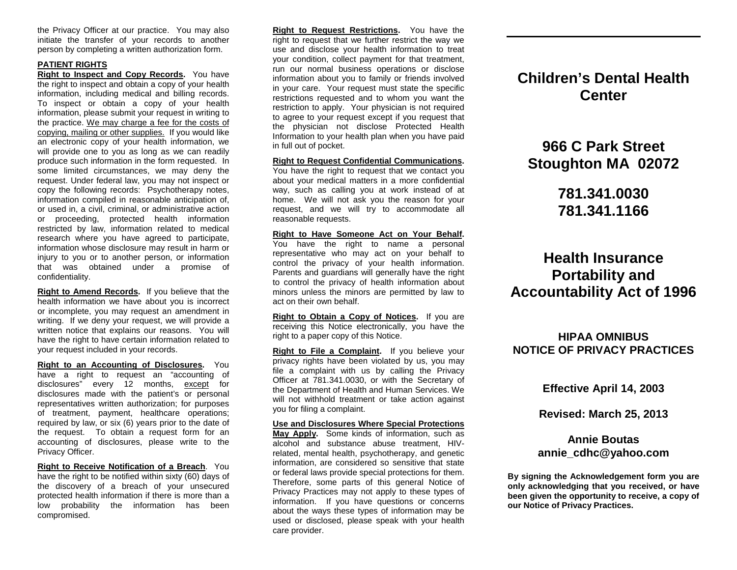the Privacy Officer at our practice. You may also initiate the transfer of your records to another person by completing a written authorization form.

**PATIENT RIGHTS**

**Right to Inspect and Copy Records.** You have the right to inspect and obtain a copy of your health information, including medical and billing records. To inspect or obtain a copy of your health information, please submit your request in writing to the practice. We may charge a fee for the costs of copying, mailing or other supplies. If you would like an electronic copy of your health information, we will provide one to you as long as we can readily produce such information in the form requested. In some limited circumstances, we may deny the request. Under federal law, you may not inspect or copy the following records: Psychotherapy notes, information compiled in reasonable anticipation of, or used in, a civil, criminal, or administrative action or proceeding, protected health information restricted by law, information related to medical research where you have agreed to participate, information whose disclosure may result in harm or injury to you or to another person, or information that was obtained under a promise of confidentiality.

**Right to Amend Records.** If you believe that the health information we have about you is incorrect or incomplete, you may request an amendment in writing. If we deny your request, we will provide a written notice that explains our reasons. You will have the right to have certain information related to your request included in your records.

**Right to an Accounting of Disclosures.** You have a right to request an "accounting of disclosures" every 12 months, except for disclosures made with the patient's or personal representatives written authorization; for purposes of treatment, payment, healthcare operations; required by law, or six (6) years prior to the date of the request. To obtain a request form for an accounting of disclosures, please write to the Privacy Officer.

**Right to Receive Notification of a Breach**. You have the right to be notified within sixty (60) days of the discovery of a breach of your unsecured protected health information if there is more than a low probability the information has been compromised.

**Right to Request Restrictions.** You have the right to request that we further restrict the way we use and disclose your health information to treat your condition, collect payment for that treatment, run our normal business operations or disclose information about you to family or friends involved in your care. Your request must state the specific restrictions requested and to whom you want the restriction to apply. Your physician is not required to agree to your request except if you request that the physician not disclose Protected Health Information to your health plan when you have paid in full out of pocket.

**Right to Request Confidential Communications.** You have the right to request that we contact you about your medical matters in a more confidential way, such as calling you at work instead of at home. We will not ask you the reason for your request, and we will try to accommodate all reasonable requests.

**Right to Have Someone Act on Your Behalf.** You have the right to name a personal representative who may act on your behalf to control the privacy of your health information. Parents and guardians will generally have the right to control the privacy of health information about minors unless the minors are permitted by law to act on their own behalf.

**Right to Obtain a Copy of Notices.** If you are receiving this Notice electronically, you have the right to a paper copy of this Notice.

**Right to File a Complaint.** If you believe your privacy rights have been violated by us, you may file a complaint with us by calling the Privacy Officer at 781.341.0030, or with the Secretary of the Department of Health and Human Services. We will not withhold treatment or take action against you for filing a complaint.

**Use and Disclosures Where Special Protections May Apply.** Some kinds of information, such as alcohol and substance abuse treatment, HIV-related, mental health, psychotherapy, and genetic information, are considered so sensitive that state or federal laws provide special protections for them. Therefore, some parts of this general Notice of Privacy Practices may not apply to these types of information. If you have questions or concerns about the ways these types of information may be used or disclosed, please speak with your health care provider.

# Children's Dental Health Center

## 966 C Park Street
## Stoughton MA 02072

## 781.341.0030
## 781.341.1166

# Health Insurance Portability and Accountability Act of 1996

## HIPAA OMNIBUS
## NOTICE OF PRIVACY PRACTICES

**Effective April 14, 2003**

**Revised: March 25, 2013**

**Annie Boutas**
**annie_cdhc@yahoo.com**

**By signing the Acknowledgement form you are only acknowledging that you received, or have been given the opportunity to receive, a copy of our Notice of Privacy Practices.**